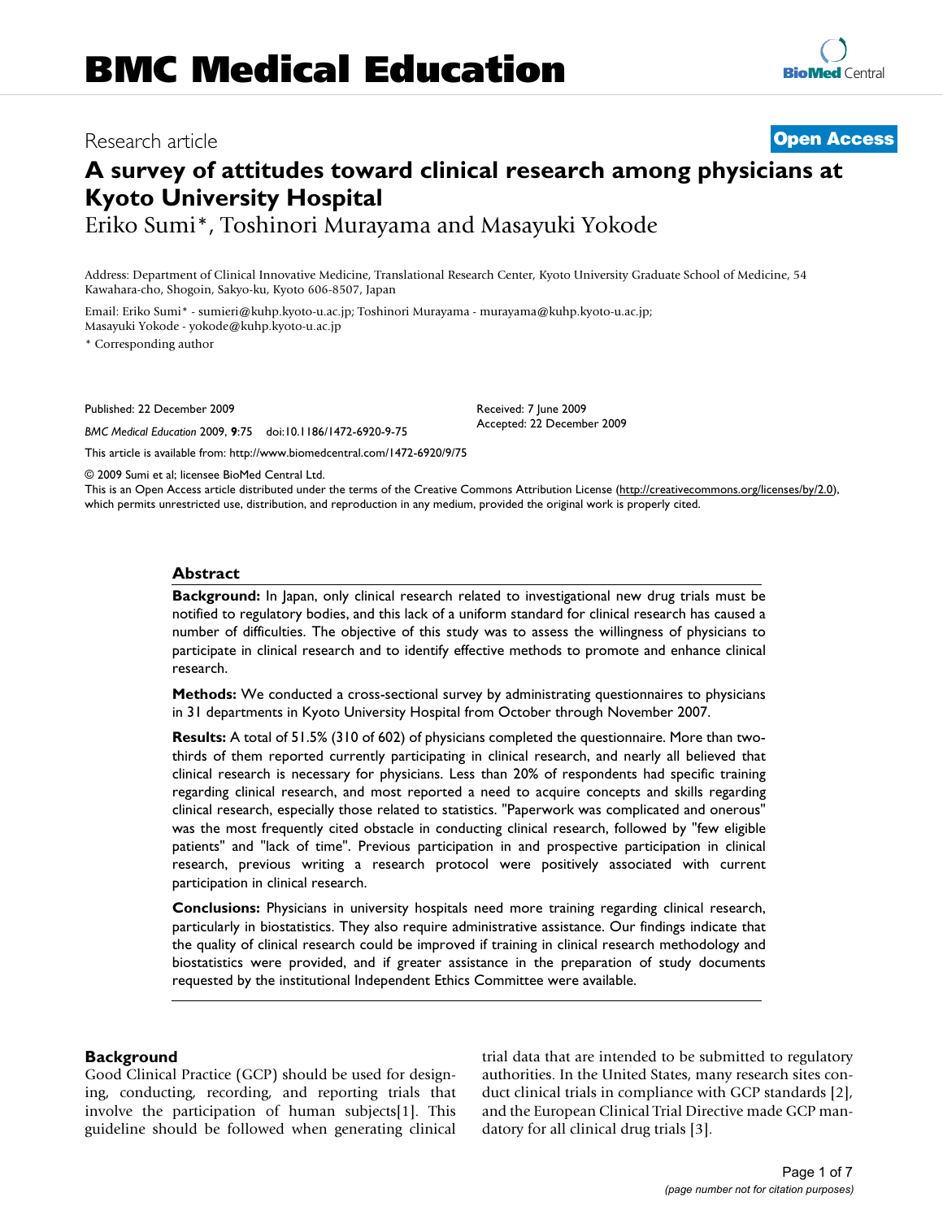# BMC Medical Education

Research article

**Open Access**

# A survey of attitudes toward clinical research among physicians at Kyoto University Hospital

Eriko Sumi*, Toshinori Murayama and Masayuki Yokode

Address: Department of Clinical Innovative Medicine, Translational Research Center, Kyoto University Graduate School of Medicine, 54 Kawahara-cho, Shogoin, Sakyo-ku, Kyoto 606-8507, Japan

Email: Eriko Sumi* - sumieri@kuhp.kyoto-u.ac.jp; Toshinori Murayama - murayama@kuhp.kyoto-u.ac.jp; Masayuki Yokode - yokode@kuhp.kyoto-u.ac.jp

* Corresponding author

Published: 22 December 2009

*BMC Medical Education* 2009, **9**:75 doi:10.1186/1472-6920-9-75

Received: 7 June 2009
Accepted: 22 December 2009

This article is available from: http://www.biomedcentral.com/1472-6920/9/75

© 2009 Sumi et al; licensee BioMed Central Ltd.
This is an Open Access article distributed under the terms of the Creative Commons Attribution License (http://creativecommons.org/licenses/by/2.0), which permits unrestricted use, distribution, and reproduction in any medium, provided the original work is properly cited.

## Abstract

**Background:** In Japan, only clinical research related to investigational new drug trials must be notified to regulatory bodies, and this lack of a uniform standard for clinical research has caused a number of difficulties. The objective of this study was to assess the willingness of physicians to participate in clinical research and to identify effective methods to promote and enhance clinical research.

**Methods:** We conducted a cross-sectional survey by administrating questionnaires to physicians in 31 departments in Kyoto University Hospital from October through November 2007.

**Results:** A total of 51.5% (310 of 602) of physicians completed the questionnaire. More than two-thirds of them reported currently participating in clinical research, and nearly all believed that clinical research is necessary for physicians. Less than 20% of respondents had specific training regarding clinical research, and most reported a need to acquire concepts and skills regarding clinical research, especially those related to statistics. "Paperwork was complicated and onerous" was the most frequently cited obstacle in conducting clinical research, followed by "few eligible patients" and "lack of time". Previous participation in and prospective participation in clinical research, previous writing a research protocol were positively associated with current participation in clinical research.

**Conclusions:** Physicians in university hospitals need more training regarding clinical research, particularly in biostatistics. They also require administrative assistance. Our findings indicate that the quality of clinical research could be improved if training in clinical research methodology and biostatistics were provided, and if greater assistance in the preparation of study documents requested by the institutional Independent Ethics Committee were available.

## Background

Good Clinical Practice (GCP) should be used for designing, conducting, recording, and reporting trials that involve the participation of human subjects[1]. This guideline should be followed when generating clinical trial data that are intended to be submitted to regulatory authorities. In the United States, many research sites conduct clinical trials in compliance with GCP standards [2], and the European Clinical Trial Directive made GCP mandatory for all clinical drug trials [3].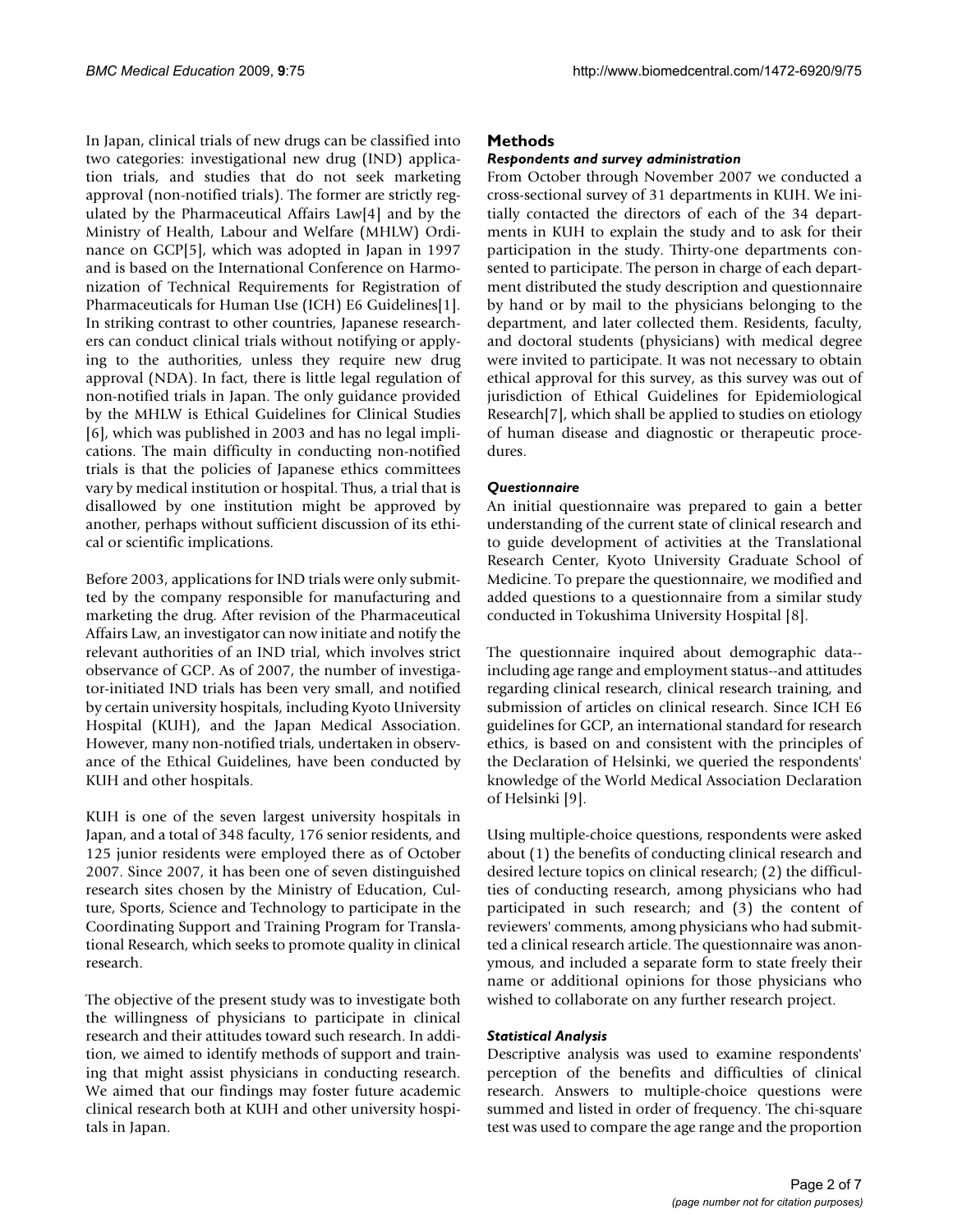In Japan, clinical trials of new drugs can be classified into two categories: investigational new drug (IND) application trials, and studies that do not seek marketing approval (non-notified trials). The former are strictly regulated by the Pharmaceutical Affairs Law[4] and by the Ministry of Health, Labour and Welfare (MHLW) Ordinance on GCP[5], which was adopted in Japan in 1997 and is based on the International Conference on Harmonization of Technical Requirements for Registration of Pharmaceuticals for Human Use (ICH) E6 Guidelines[1]. In striking contrast to other countries, Japanese researchers can conduct clinical trials without notifying or applying to the authorities, unless they require new drug approval (NDA). In fact, there is little legal regulation of non-notified trials in Japan. The only guidance provided by the MHLW is Ethical Guidelines for Clinical Studies [6], which was published in 2003 and has no legal implications. The main difficulty in conducting non-notified trials is that the policies of Japanese ethics committees vary by medical institution or hospital. Thus, a trial that is disallowed by one institution might be approved by another, perhaps without sufficient discussion of its ethical or scientific implications.

Before 2003, applications for IND trials were only submitted by the company responsible for manufacturing and marketing the drug. After revision of the Pharmaceutical Affairs Law, an investigator can now initiate and notify the relevant authorities of an IND trial, which involves strict observance of GCP. As of 2007, the number of investigator-initiated IND trials has been very small, and notified by certain university hospitals, including Kyoto University Hospital (KUH), and the Japan Medical Association. However, many non-notified trials, undertaken in observance of the Ethical Guidelines, have been conducted by KUH and other hospitals.

KUH is one of the seven largest university hospitals in Japan, and a total of 348 faculty, 176 senior residents, and 125 junior residents were employed there as of October 2007. Since 2007, it has been one of seven distinguished research sites chosen by the Ministry of Education, Culture, Sports, Science and Technology to participate in the Coordinating Support and Training Program for Translational Research, which seeks to promote quality in clinical research.

The objective of the present study was to investigate both the willingness of physicians to participate in clinical research and their attitudes toward such research. In addition, we aimed to identify methods of support and training that might assist physicians in conducting research. We aimed that our findings may foster future academic clinical research both at KUH and other university hospitals in Japan.

## Methods

### *Respondents and survey administration*

From October through November 2007 we conducted a cross-sectional survey of 31 departments in KUH. We initially contacted the directors of each of the 34 departments in KUH to explain the study and to ask for their participation in the study. Thirty-one departments consented to participate. The person in charge of each department distributed the study description and questionnaire by hand or by mail to the physicians belonging to the department, and later collected them. Residents, faculty, and doctoral students (physicians) with medical degree were invited to participate. It was not necessary to obtain ethical approval for this survey, as this survey was out of jurisdiction of Ethical Guidelines for Epidemiological Research[7], which shall be applied to studies on etiology of human disease and diagnostic or therapeutic procedures.

### *Questionnaire*

An initial questionnaire was prepared to gain a better understanding of the current state of clinical research and to guide development of activities at the Translational Research Center, Kyoto University Graduate School of Medicine. To prepare the questionnaire, we modified and added questions to a questionnaire from a similar study conducted in Tokushima University Hospital [8].

The questionnaire inquired about demographic data--including age range and employment status--and attitudes regarding clinical research, clinical research training, and submission of articles on clinical research. Since ICH E6 guidelines for GCP, an international standard for research ethics, is based on and consistent with the principles of the Declaration of Helsinki, we queried the respondents' knowledge of the World Medical Association Declaration of Helsinki [9].

Using multiple-choice questions, respondents were asked about (1) the benefits of conducting clinical research and desired lecture topics on clinical research; (2) the difficulties of conducting research, among physicians who had participated in such research; and (3) the content of reviewers' comments, among physicians who had submitted a clinical research article. The questionnaire was anonymous, and included a separate form to state freely their name or additional opinions for those physicians who wished to collaborate on any further research project.

### *Statistical Analysis*

Descriptive analysis was used to examine respondents' perception of the benefits and difficulties of clinical research. Answers to multiple-choice questions were summed and listed in order of frequency. The chi-square test was used to compare the age range and the proportion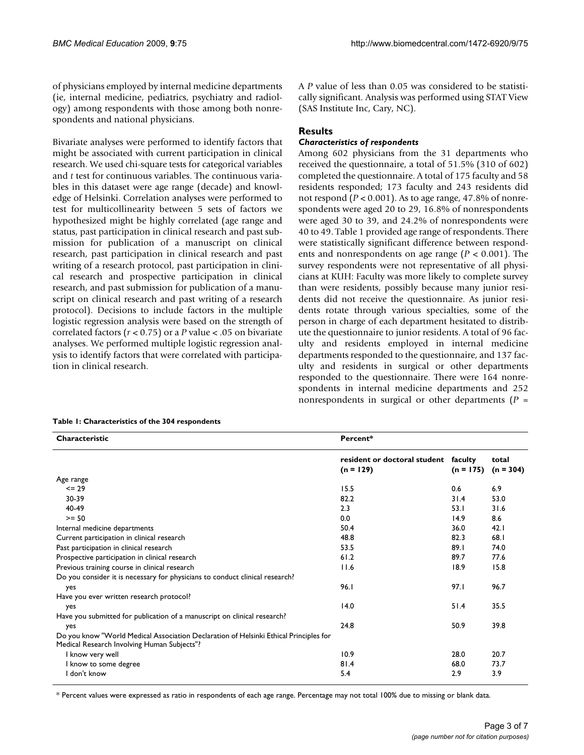of physicians employed by internal medicine departments (ie, internal medicine, pediatrics, psychiatry and radiology) among respondents with those among both nonrespondents and national physicians.

Bivariate analyses were performed to identify factors that might be associated with current participation in clinical research. We used chi-square tests for categorical variables and *t* test for continuous variables. The continuous variables in this dataset were age range (decade) and knowledge of Helsinki. Correlation analyses were performed to test for multicollinearity between 5 sets of factors we hypothesized might be highly correlated (age range and status, past participation in clinical research and past submission for publication of a manuscript on clinical research, past participation in clinical research and past writing of a research protocol, past participation in clinical research and prospective participation in clinical research, and past submission for publication of a manuscript on clinical research and past writing of a research protocol). Decisions to include factors in the multiple logistic regression analysis were based on the strength of correlated factors ($r < 0.75$) or a *P* value < .05 on bivariate analyses. We performed multiple logistic regression analysis to identify factors that were correlated with participation in clinical research.

A *P* value of less than 0.05 was considered to be statistically significant. Analysis was performed using STAT View (SAS Institute Inc, Cary, NC).

## Results

### *Characteristics of respondents*

Among 602 physicians from the 31 departments who received the questionnaire, a total of 51.5% (310 of 602) completed the questionnaire. A total of 175 faculty and 58 residents responded; 173 faculty and 243 residents did not respond ($P < 0.001$). As to age range, 47.8% of nonrespondents were aged 20 to 29, 16.8% of nonrespondents were aged 30 to 39, and 24.2% of nonrespondents were 40 to 49. Table 1 provided age range of respondents. There were statistically significant difference between respondents and nonrespondents on age range ($P < 0.001$). The survey respondents were not representative of all physicians at KUH: Faculty was more likely to complete survey than were residents, possibly because many junior residents did not receive the questionnaire. As junior residents rotate through various specialties, some of the person in charge of each department hesitated to distribute the questionnaire to junior residents. A total of 96 faculty and residents employed in internal medicine departments responded to the questionnaire, and 137 faculty and residents in surgical or other departments responded to the questionnaire. There were 164 nonrespondents in internal medicine departments and 252 nonrespondents in surgical or other departments ($P$ =

**Table 1: Characteristics of the 304 respondents**

| Characteristic | Percent* | | |
|---|---|---|---|
| | resident or doctoral student (n = 129) | faculty (n = 175) | total (n = 304) |
| Age range | | | |
| <= 29 | 15.5 | 0.6 | 6.9 |
| 30-39 | 82.2 | 31.4 | 53.0 |
| 40-49 | 2.3 | 53.1 | 31.6 |
| >= 50 | 0.0 | 14.9 | 8.6 |
| Internal medicine departments | 50.4 | 36.0 | 42.1 |
| Current participation in clinical research | 48.8 | 82.3 | 68.1 |
| Past participation in clinical research | 53.5 | 89.1 | 74.0 |
| Prospective participation in clinical research | 61.2 | 89.7 | 77.6 |
| Previous training course in clinical research | 11.6 | 18.9 | 15.8 |
| Do you consider it is necessary for physicians to conduct clinical research? | | | |
| yes | 96.1 | 97.1 | 96.7 |
| Have you ever written research protocol? | | | |
| yes | 14.0 | 51.4 | 35.5 |
| Have you submitted for publication of a manuscript on clinical research? | | | |
| yes | 24.8 | 50.9 | 39.8 |
| Do you know "World Medical Association Declaration of Helsinki Ethical Principles for Medical Research Involving Human Subjects"? | | | |
| I know very well | 10.9 | 28.0 | 20.7 |
| I know to some degree | 81.4 | 68.0 | 73.7 |
| I don't know | 5.4 | 2.9 | 3.9 |

\* Percent values were expressed as ratio in respondents of each age range. Percentage may not total 100% due to missing or blank data.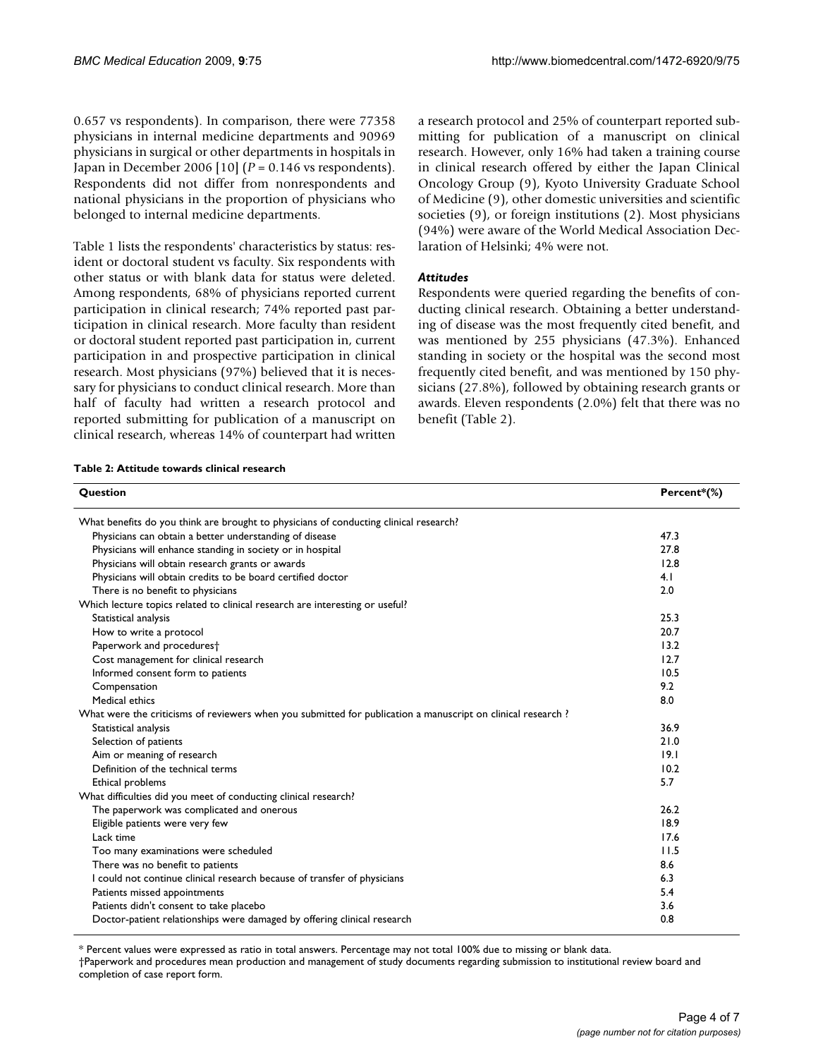0.657 vs respondents). In comparison, there were 77358 physicians in internal medicine departments and 90969 physicians in surgical or other departments in hospitals in Japan in December 2006 [10] ($P = 0.146$ vs respondents). Respondents did not differ from nonrespondents and national physicians in the proportion of physicians who belonged to internal medicine departments.

Table 1 lists the respondents' characteristics by status: resident or doctoral student vs faculty. Six respondents with other status or with blank data for status were deleted. Among respondents, 68% of physicians reported current participation in clinical research; 74% reported past participation in clinical research. More faculty than resident or doctoral student reported past participation in, current participation in and prospective participation in clinical research. Most physicians (97%) believed that it is necessary for physicians to conduct clinical research. More than half of faculty had written a research protocol and reported submitting for publication of a manuscript on clinical research, whereas 14% of counterpart had written a research protocol and 25% of counterpart reported submitting for publication of a manuscript on clinical research. However, only 16% had taken a training course in clinical research offered by either the Japan Clinical Oncology Group (9), Kyoto University Graduate School of Medicine (9), other domestic universities and scientific societies (9), or foreign institutions (2). Most physicians (94%) were aware of the World Medical Association Declaration of Helsinki; 4% were not.

### *Attitudes*

Respondents were queried regarding the benefits of conducting clinical research. Obtaining a better understanding of disease was the most frequently cited benefit, and was mentioned by 255 physicians (47.3%). Enhanced standing in society or the hospital was the second most frequently cited benefit, and was mentioned by 150 physicians (27.8%), followed by obtaining research grants or awards. Eleven respondents (2.0%) felt that there was no benefit (Table 2).

**Table 2: Attitude towards clinical research**

| Question | Percent*(%) |
|---|---|
| What benefits do you think are brought to physicians of conducting clinical research? | |
| Physicians can obtain a better understanding of disease | 47.3 |
| Physicians will enhance standing in society or in hospital | 27.8 |
| Physicians will obtain research grants or awards | 12.8 |
| Physicians will obtain credits to be board certified doctor | 4.1 |
| There is no benefit to physicians | 2.0 |
| Which lecture topics related to clinical research are interesting or useful? | |
| Statistical analysis | 25.3 |
| How to write a protocol | 20.7 |
| Paperwork and procedures† | 13.2 |
| Cost management for clinical research | 12.7 |
| Informed consent form to patients | 10.5 |
| Compensation | 9.2 |
| Medical ethics | 8.0 |
| What were the criticisms of reviewers when you submitted for publication a manuscript on clinical research ? | |
| Statistical analysis | 36.9 |
| Selection of patients | 21.0 |
| Aim or meaning of research | 19.1 |
| Definition of the technical terms | 10.2 |
| Ethical problems | 5.7 |
| What difficulties did you meet of conducting clinical research? | |
| The paperwork was complicated and onerous | 26.2 |
| Eligible patients were very few | 18.9 |
| Lack time | 17.6 |
| Too many examinations were scheduled | 11.5 |
| There was no benefit to patients | 8.6 |
| I could not continue clinical research because of transfer of physicians | 6.3 |
| Patients missed appointments | 5.4 |
| Patients didn't consent to take placebo | 3.6 |
| Doctor-patient relationships were damaged by offering clinical research | 0.8 |

* Percent values were expressed as ratio in total answers. Percentage may not total 100% due to missing or blank data.

†Paperwork and procedures mean production and management of study documents regarding submission to institutional review board and completion of case report form.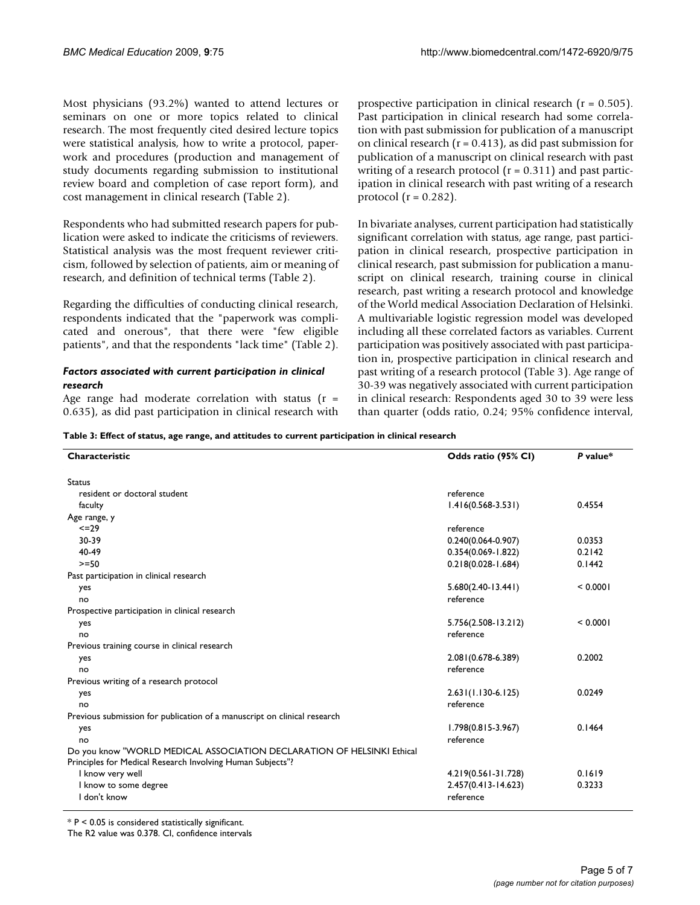Most physicians (93.2%) wanted to attend lectures or seminars on one or more topics related to clinical research. The most frequently cited desired lecture topics were statistical analysis, how to write a protocol, paperwork and procedures (production and management of study documents regarding submission to institutional review board and completion of case report form), and cost management in clinical research (Table 2).

Respondents who had submitted research papers for publication were asked to indicate the criticisms of reviewers. Statistical analysis was the most frequent reviewer criticism, followed by selection of patients, aim or meaning of research, and definition of technical terms (Table 2).

Regarding the difficulties of conducting clinical research, respondents indicated that the "paperwork was complicated and onerous", that there were "few eligible patients", and that the respondents "lack time" (Table 2).

### *Factors associated with current participation in clinical research*

Age range had moderate correlation with status ($r = 0.635$), as did past participation in clinical research with prospective participation in clinical research ($r = 0.505$). Past participation in clinical research had some correlation with past submission for publication of a manuscript on clinical research ($r = 0.413$), as did past submission for publication of a manuscript on clinical research with past writing of a research protocol ($r = 0.311$) and past participation in clinical research with past writing of a research protocol ($r = 0.282$).

In bivariate analyses, current participation had statistically significant correlation with status, age range, past participation in clinical research, prospective participation in clinical research, past submission for publication a manuscript on clinical research, training course in clinical research, past writing a research protocol and knowledge of the World medical Association Declaration of Helsinki. A multivariable logistic regression model was developed including all these correlated factors as variables. Current participation was positively associated with past participation in, prospective participation in clinical research and past writing of a research protocol (Table 3). Age range of 30-39 was negatively associated with current participation in clinical research: Respondents aged 30 to 39 were less than quarter (odds ratio, 0.24; 95% confidence interval,

**Table 3: Effect of status, age range, and attitudes to current participation in clinical research**

| Characteristic | Odds ratio (95% CI) | *P* value* |
|---|---|---|
| Status | | |
| resident or doctoral student | reference | |
| faculty | 1.416(0.568-3.531) | 0.4554 |
| Age range, y | | |
| <=29 | reference | |
| 30-39 | 0.240(0.064-0.907) | 0.0353 |
| 40-49 | 0.354(0.069-1.822) | 0.2142 |
| >=50 | 0.218(0.028-1.684) | 0.1442 |
| Past participation in clinical research | | |
| yes | 5.680(2.40-13.441) | < 0.0001 |
| no | reference | |
| Prospective participation in clinical research | | |
| yes | 5.756(2.508-13.212) | < 0.0001 |
| no | reference | |
| Previous training course in clinical research | | |
| yes | 2.081(0.678-6.389) | 0.2002 |
| no | reference | |
| Previous writing of a research protocol | | |
| yes | 2.631(1.130-6.125) | 0.0249 |
| no | reference | |
| Previous submission for publication of a manuscript on clinical research | | |
| yes | 1.798(0.815-3.967) | 0.1464 |
| no | reference | |
| Do you know "WORLD MEDICAL ASSOCIATION DECLARATION OF HELSINKI Ethical Principles for Medical Research Involving Human Subjects"? | | |
| I know very well | 4.219(0.561-31.728) | 0.1619 |
| I know to some degree | 2.457(0.413-14.623) | 0.3233 |
| I don't know | reference | |

* $P < 0.05$ is considered statistically significant.

The R2 value was 0.378. CI, confidence intervals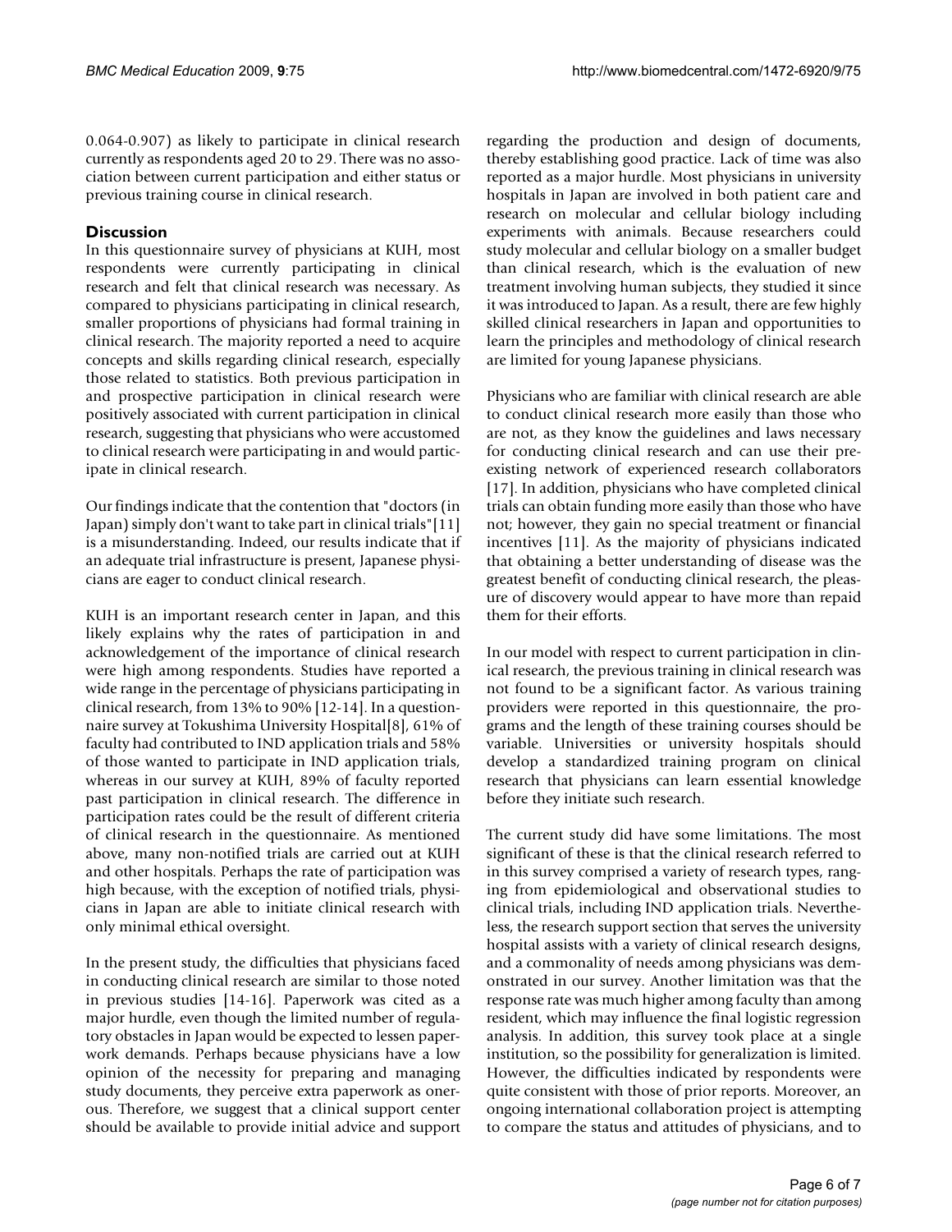0.064-0.907) as likely to participate in clinical research currently as respondents aged 20 to 29. There was no association between current participation and either status or previous training course in clinical research.

## Discussion

In this questionnaire survey of physicians at KUH, most respondents were currently participating in clinical research and felt that clinical research was necessary. As compared to physicians participating in clinical research, smaller proportions of physicians had formal training in clinical research. The majority reported a need to acquire concepts and skills regarding clinical research, especially those related to statistics. Both previous participation in and prospective participation in clinical research were positively associated with current participation in clinical research, suggesting that physicians who were accustomed to clinical research were participating in and would participate in clinical research.

Our findings indicate that the contention that "doctors (in Japan) simply don't want to take part in clinical trials"[11] is a misunderstanding. Indeed, our results indicate that if an adequate trial infrastructure is present, Japanese physicians are eager to conduct clinical research.

KUH is an important research center in Japan, and this likely explains why the rates of participation in and acknowledgement of the importance of clinical research were high among respondents. Studies have reported a wide range in the percentage of physicians participating in clinical research, from 13% to 90% [12-14]. In a questionnaire survey at Tokushima University Hospital[8], 61% of faculty had contributed to IND application trials and 58% of those wanted to participate in IND application trials, whereas in our survey at KUH, 89% of faculty reported past participation in clinical research. The difference in participation rates could be the result of different criteria of clinical research in the questionnaire. As mentioned above, many non-notified trials are carried out at KUH and other hospitals. Perhaps the rate of participation was high because, with the exception of notified trials, physicians in Japan are able to initiate clinical research with only minimal ethical oversight.

In the present study, the difficulties that physicians faced in conducting clinical research are similar to those noted in previous studies [14-16]. Paperwork was cited as a major hurdle, even though the limited number of regulatory obstacles in Japan would be expected to lessen paperwork demands. Perhaps because physicians have a low opinion of the necessity for preparing and managing study documents, they perceive extra paperwork as onerous. Therefore, we suggest that a clinical support center should be available to provide initial advice and support regarding the production and design of documents, thereby establishing good practice. Lack of time was also reported as a major hurdle. Most physicians in university hospitals in Japan are involved in both patient care and research on molecular and cellular biology including experiments with animals. Because researchers could study molecular and cellular biology on a smaller budget than clinical research, which is the evaluation of new treatment involving human subjects, they studied it since it was introduced to Japan. As a result, there are few highly skilled clinical researchers in Japan and opportunities to learn the principles and methodology of clinical research are limited for young Japanese physicians.

Physicians who are familiar with clinical research are able to conduct clinical research more easily than those who are not, as they know the guidelines and laws necessary for conducting clinical research and can use their preexisting network of experienced research collaborators [17]. In addition, physicians who have completed clinical trials can obtain funding more easily than those who have not; however, they gain no special treatment or financial incentives [11]. As the majority of physicians indicated that obtaining a better understanding of disease was the greatest benefit of conducting clinical research, the pleasure of discovery would appear to have more than repaid them for their efforts.

In our model with respect to current participation in clinical research, the previous training in clinical research was not found to be a significant factor. As various training providers were reported in this questionnaire, the programs and the length of these training courses should be variable. Universities or university hospitals should develop a standardized training program on clinical research that physicians can learn essential knowledge before they initiate such research.

The current study did have some limitations. The most significant of these is that the clinical research referred to in this survey comprised a variety of research types, ranging from epidemiological and observational studies to clinical trials, including IND application trials. Nevertheless, the research support section that serves the university hospital assists with a variety of clinical research designs, and a commonality of needs among physicians was demonstrated in our survey. Another limitation was that the response rate was much higher among faculty than among resident, which may influence the final logistic regression analysis. In addition, this survey took place at a single institution, so the possibility for generalization is limited. However, the difficulties indicated by respondents were quite consistent with those of prior reports. Moreover, an ongoing international collaboration project is attempting to compare the status and attitudes of physicians, and to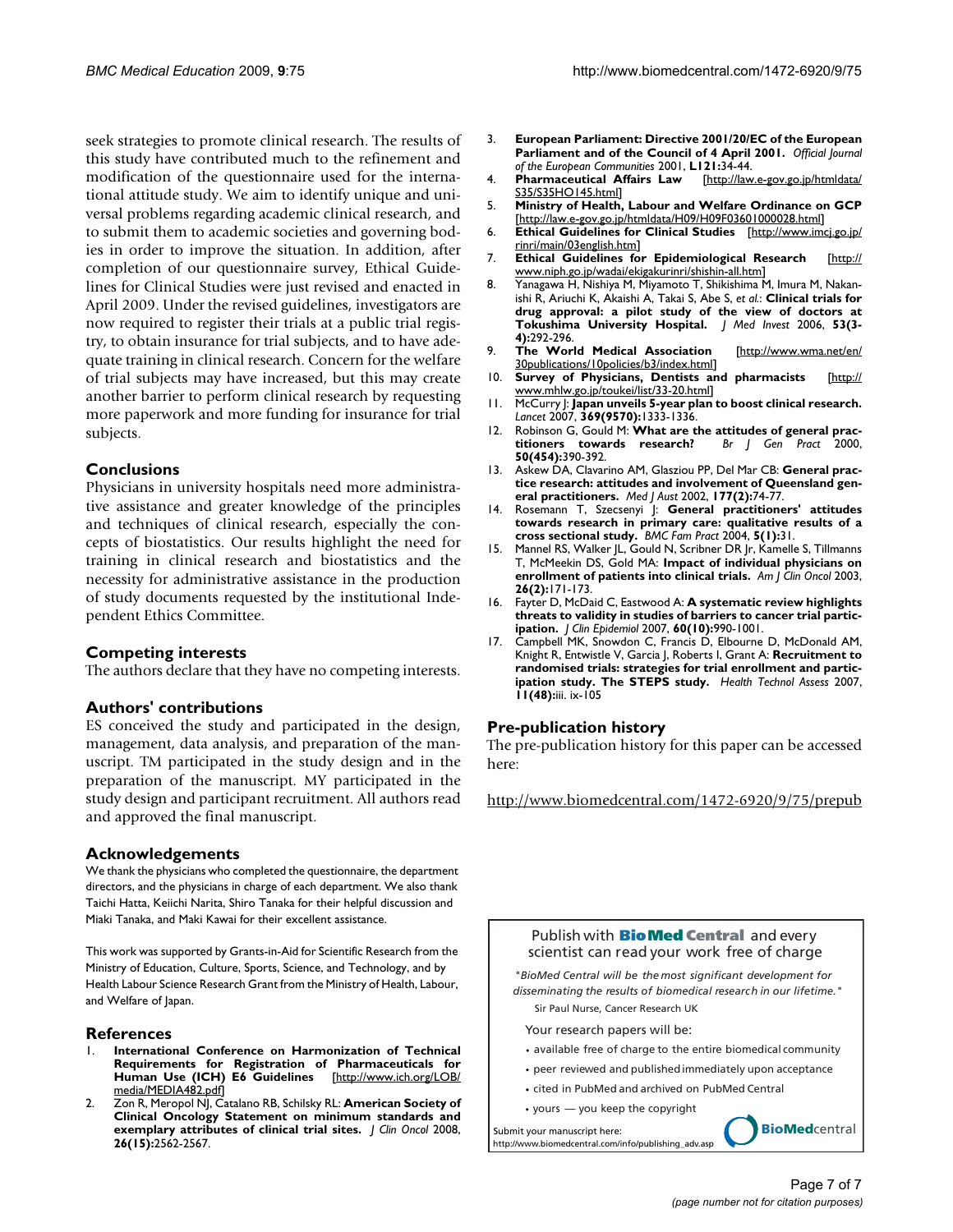seek strategies to promote clinical research. The results of this study have contributed much to the refinement and modification of the questionnaire used for the international attitude study. We aim to identify unique and universal problems regarding academic clinical research, and to submit them to academic societies and governing bodies in order to improve the situation. In addition, after completion of our questionnaire survey, Ethical Guidelines for Clinical Studies were just revised and enacted in April 2009. Under the revised guidelines, investigators are now required to register their trials at a public trial registry, to obtain insurance for trial subjects, and to have adequate training in clinical research. Concern for the welfare of trial subjects may have increased, but this may create another barrier to perform clinical research by requesting more paperwork and more funding for insurance for trial subjects.

## Conclusions

Physicians in university hospitals need more administrative assistance and greater knowledge of the principles and techniques of clinical research, especially the concepts of biostatistics. Our results highlight the need for training in clinical research and biostatistics and the necessity for administrative assistance in the production of study documents requested by the institutional Independent Ethics Committee.

## Competing interests

The authors declare that they have no competing interests.

## Authors' contributions

ES conceived the study and participated in the design, management, data analysis, and preparation of the manuscript. TM participated in the study design and in the preparation of the manuscript. MY participated in the study design and participant recruitment. All authors read and approved the final manuscript.

## Acknowledgements

We thank the physicians who completed the questionnaire, the department directors, and the physicians in charge of each department. We also thank Taichi Hatta, Keiichi Narita, Shiro Tanaka for their helpful discussion and Miaki Tanaka, and Maki Kawai for their excellent assistance.

This work was supported by Grants-in-Aid for Scientific Research from the Ministry of Education, Culture, Sports, Science, and Technology, and by Health Labour Science Research Grant from the Ministry of Health, Labour, and Welfare of Japan.

## References

1. **International Conference on Harmonization of Technical Requirements for Registration of Pharmaceuticals for Human Use (ICH) E6 Guidelines** [http://www.ich.org/LOB/media/MEDIA482.pdf]
2. Zon R, Meropol NJ, Catalano RB, Schilsky RL: **American Society of Clinical Oncology Statement on minimum standards and exemplary attributes of clinical trial sites.** *J Clin Oncol* 2008, **26(15):**2562-2567.
3. **European Parliament: Directive 2001/20/EC of the European Parliament and of the Council of 4 April 2001.** *Official Journal of the European Communities* 2001, **L121:**34-44.
4. **Pharmaceutical Affairs Law** [http://law.e-gov.go.jp/htmldata/S35/S35HO145.html]
5. **Ministry of Health, Labour and Welfare Ordinance on GCP** [http://law.e-gov.go.jp/htmldata/H09/H09F03601000028.html]
6. **Ethical Guidelines for Clinical Studies** [http://www.imcj.go.jp/rinri/main/03english.htm]
7. **Ethical Guidelines for Epidemiological Research** [http://www.niph.go.jp/wadai/ekigakurinri/shishin-all.htm]
8. Yanagawa H, Nishiya M, Miyamoto T, Shikishima M, Imura M, Nakanishi R, Ariuchi K, Akaishi A, Takai S, Abe S, *et al.*: **Clinical trials for drug approval: a pilot study of the view of doctors at Tokushima University Hospital.** *J Med Invest* 2006, **53(3-4):**292-296.
9. **The World Medical Association** [http://www.wma.net/en/30publications/10policies/b3/index.html]
10. **Survey of Physicians, Dentists and pharmacists** [http://www.mhlw.go.jp/toukei/list/33-20.html]
11. McCurry J: **Japan unveils 5-year plan to boost clinical research.** *Lancet* 2007, **369(9570):**1333-1336.
12. Robinson G, Gould M: **What are the attitudes of general practitioners towards research?** *Br J Gen Pract* 2000, **50(454):**390-392.
13. Askew DA, Clavarino AM, Glasziou PP, Del Mar CB: **General practice research: attitudes and involvement of Queensland general practitioners.** *Med J Aust* 2002, **177(2):**74-77.
14. Rosemann T, Szecsenyi J: **General practitioners' attitudes towards research in primary care: qualitative results of a cross sectional study.** *BMC Fam Pract* 2004, **5(1):**31.
15. Mannel RS, Walker JL, Gould N, Scribner DR Jr, Kamelle S, Tillmanns T, McMeekin DS, Gold MA: **Impact of individual physicians on enrollment of patients into clinical trials.** *Am J Clin Oncol* 2003, **26(2):**171-173.
16. Fayter D, McDaid C, Eastwood A: **A systematic review highlights threats to validity in studies of barriers to cancer trial participation.** *J Clin Epidemiol* 2007, **60(10):**990-1001.
17. Campbell MK, Snowdon C, Francis D, Elbourne D, McDonald AM, Knight R, Entwistle V, Garcia J, Roberts I, Grant A: **Recruitment to randomised trials: strategies for trial enrollment and participation study. The STEPS study.** *Health Technol Assess* 2007, **11(48):**iii. ix-105

## Pre-publication history

The pre-publication history for this paper can be accessed here:

http://www.biomedcentral.com/1472-6920/9/75/prepub

Publish with **BioMed Central** and every scientist can read your work free of charge

*"BioMed Central will be the most significant development for disseminating the results of biomedical research in our lifetime."*

Sir Paul Nurse, Cancer Research UK

Your research papers will be:

- available free of charge to the entire biomedical community
- peer reviewed and published immediately upon acceptance
- cited in PubMed and archived on PubMed Central
- yours — you keep the copyright

Submit your manuscript here:
http://www.biomedcentral.com/info/publishing_adv.asp

BioMedcentral